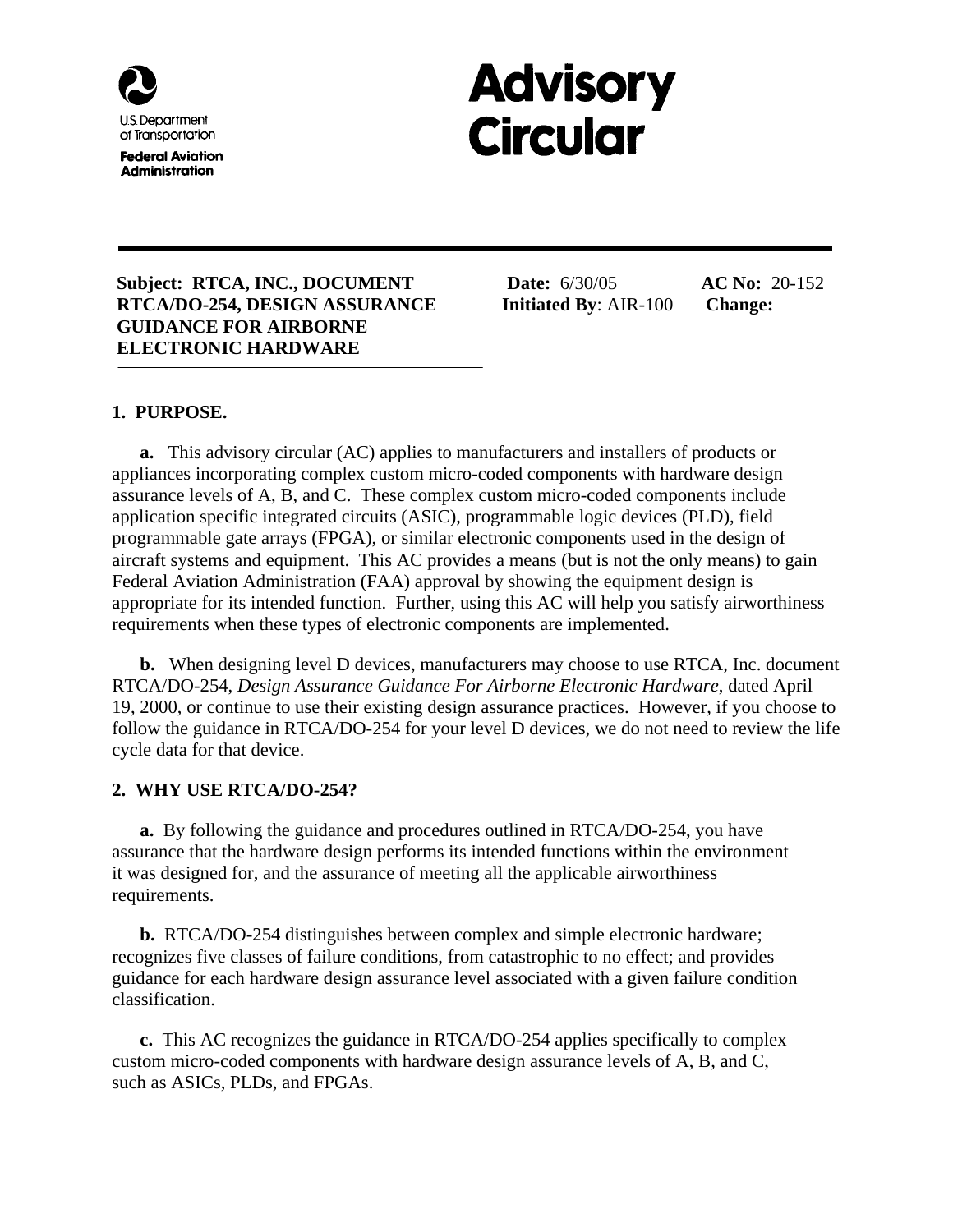U.S. Department of Transportation

**Federal Aviation Administration**

# Advisory Circular

**Subject: RTCA, INC., DOCUMENT RTCA/DO-254, DESIGN ASSURANCE GUIDANCE FOR AIRBORNE ELECTRONIC HARDWARE**

**Date:** 6/30/05

**Initiated By**: AIR-100

**AC No:** 20-152

**Change:**

## 1. PURPOSE.

**a.** This advisory circular (AC) applies to manufacturers and installers of products or appliances incorporating complex custom micro-coded components with hardware design assurance levels of A, B, and C. These complex custom micro-coded components include application specific integrated circuits (ASIC), programmable logic devices (PLD), field programmable gate arrays (FPGA), or similar electronic components used in the design of aircraft systems and equipment. This AC provides a means (but is not the only means) to gain Federal Aviation Administration (FAA) approval by showing the equipment design is appropriate for its intended function. Further, using this AC will help you satisfy airworthiness requirements when these types of electronic components are implemented.

**b.** When designing level D devices, manufacturers may choose to use RTCA, Inc. document RTCA/DO-254, *Design Assurance Guidance For Airborne Electronic Hardware*, dated April 19, 2000, or continue to use their existing design assurance practices. However, if you choose to follow the guidance in RTCA/DO-254 for your level D devices, we do not need to review the life cycle data for that device.

## 2. WHY USE RTCA/DO-254?

**a.** By following the guidance and procedures outlined in RTCA/DO-254, you have assurance that the hardware design performs its intended functions within the environment it was designed for, and the assurance of meeting all the applicable airworthiness requirements.

**b.** RTCA/DO-254 distinguishes between complex and simple electronic hardware; recognizes five classes of failure conditions, from catastrophic to no effect; and provides guidance for each hardware design assurance level associated with a given failure condition classification.

**c.** This AC recognizes the guidance in RTCA/DO-254 applies specifically to complex custom micro-coded components with hardware design assurance levels of A, B, and C, such as ASICs, PLDs, and FPGAs.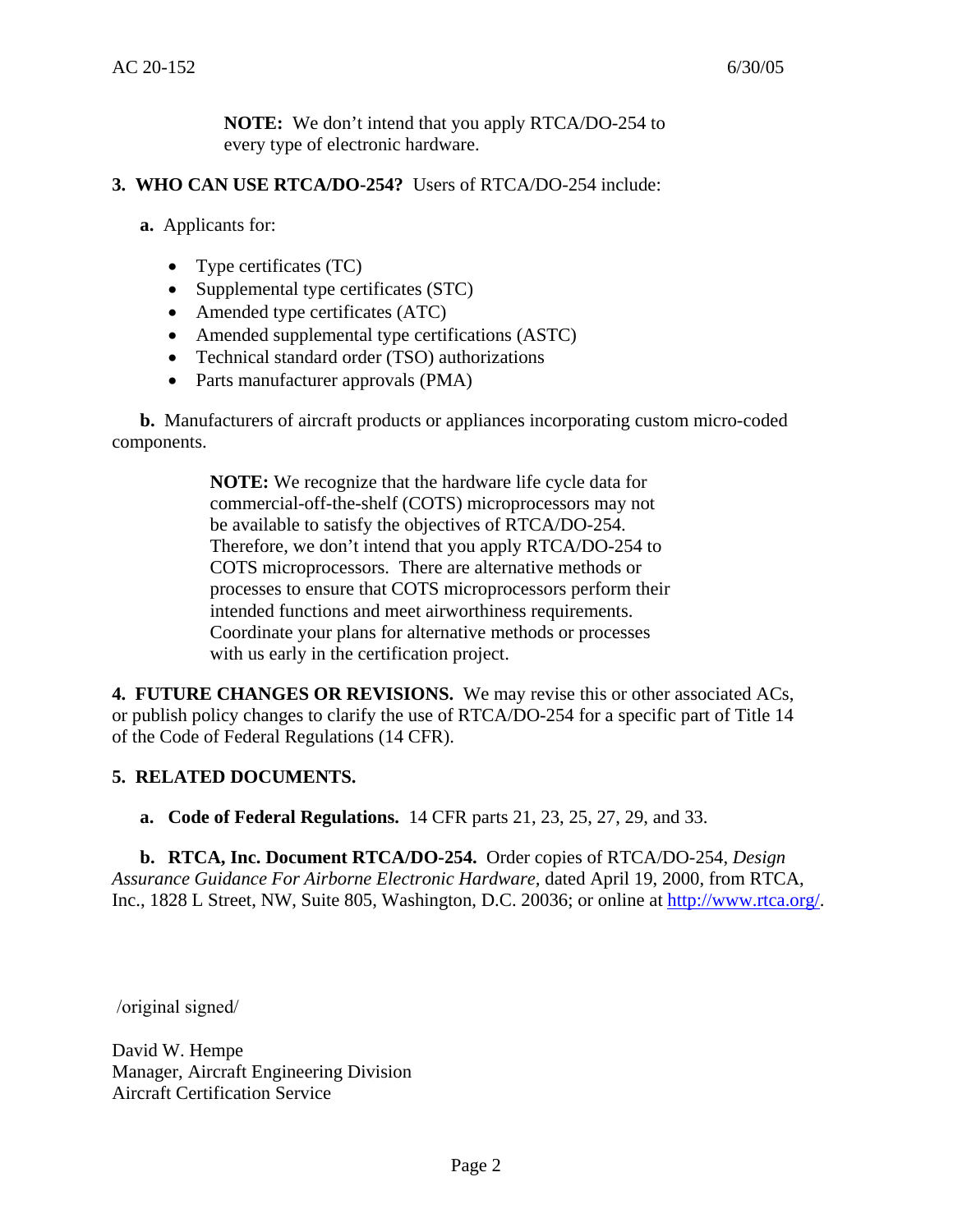**NOTE:** We don't intend that you apply RTCA/DO-254 to every type of electronic hardware.

**3. WHO CAN USE RTCA/DO-254?** Users of RTCA/DO-254 include:

**a.** Applicants for:

- Type certificates (TC)
- Supplemental type certificates (STC)
- Amended type certificates (ATC)
- Amended supplemental type certifications (ASTC)
- Technical standard order (TSO) authorizations
- Parts manufacturer approvals (PMA)

**b.** Manufacturers of aircraft products or appliances incorporating custom micro-coded components.

> **NOTE:** We recognize that the hardware life cycle data for commercial-off-the-shelf (COTS) microprocessors may not be available to satisfy the objectives of RTCA/DO-254. Therefore, we don't intend that you apply RTCA/DO-254 to COTS microprocessors. There are alternative methods or processes to ensure that COTS microprocessors perform their intended functions and meet airworthiness requirements. Coordinate your plans for alternative methods or processes with us early in the certification project.

**4. FUTURE CHANGES OR REVISIONS.** We may revise this or other associated ACs, or publish policy changes to clarify the use of RTCA/DO-254 for a specific part of Title 14 of the Code of Federal Regulations (14 CFR).

**5. RELATED DOCUMENTS.**

**a. Code of Federal Regulations.** 14 CFR parts 21, 23, 25, 27, 29, and 33.

**b. RTCA, Inc. Document RTCA/DO-254.** Order copies of RTCA/DO-254, *Design Assurance Guidance For Airborne Electronic Hardware*, dated April 19, 2000, from RTCA, Inc., 1828 L Street, NW, Suite 805, Washington, D.C. 20036; or online at http://www.rtca.org/.

/original signed/

David W. Hempe
Manager, Aircraft Engineering Division
Aircraft Certification Service